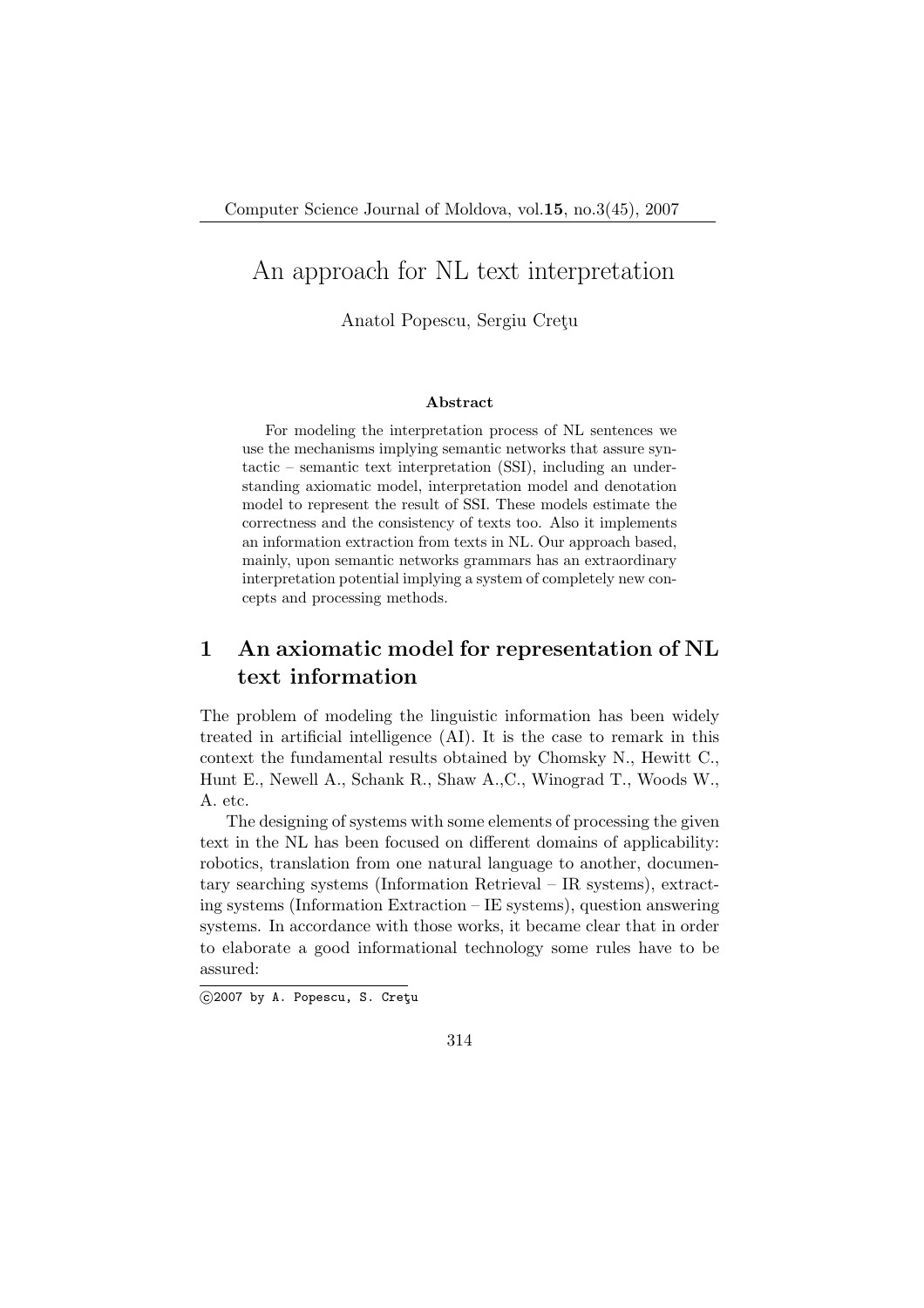# An approach for NL text interpretation

Anatol Popescu, Sergiu Creţu

**Abstract**

For modeling the interpretation process of NL sentences we use the mechanisms implying semantic networks that assure syntactic – semantic text interpretation (SSI), including an understanding axiomatic model, interpretation model and denotation model to represent the result of SSI. These models estimate the correctness and the consistency of texts too. Also it implements an information extraction from texts in NL. Our approach based, mainly, upon semantic networks grammars has an extraordinary interpretation potential implying a system of completely new concepts and processing methods.

## 1 An axiomatic model for representation of NL text information

The problem of modeling the linguistic information has been widely treated in artificial intelligence (AI). It is the case to remark in this context the fundamental results obtained by Chomsky N., Hewitt C., Hunt E., Newell A., Schank R., Shaw A.,C., Winograd T., Woods W., A. etc.

The designing of systems with some elements of processing the given text in the NL has been focused on different domains of applicability: robotics, translation from one natural language to another, documentary searching systems (Information Retrieval – IR systems), extracting systems (Information Extraction – IE systems), question answering systems. In accordance with those works, it became clear that in order to elaborate a good informational technology some rules have to be assured:

©2007 by A. Popescu, S. Creţu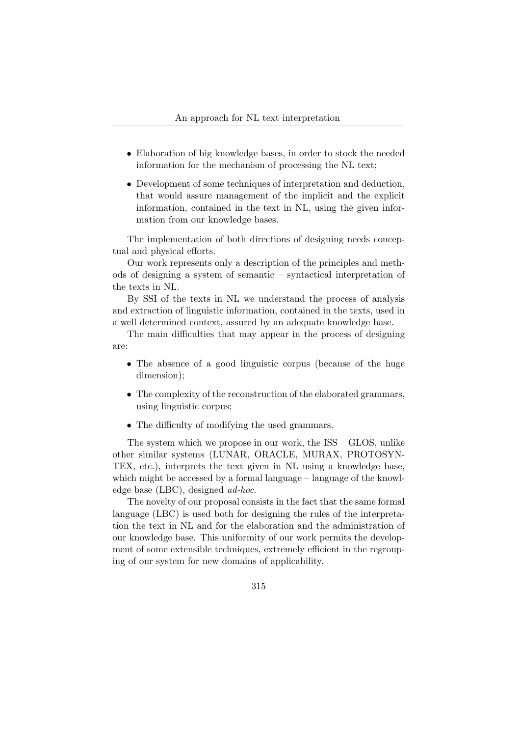- Elaboration of big knowledge bases, in order to stock the needed information for the mechanism of processing the NL text;
- Development of some techniques of interpretation and deduction, that would assure management of the implicit and the explicit information, contained in the text in NL, using the given information from our knowledge bases.

The implementation of both directions of designing needs conceptual and physical efforts.

Our work represents only a description of the principles and methods of designing a system of semantic – syntactical interpretation of the texts in NL.

By SSI of the texts in NL we understand the process of analysis and extraction of linguistic information, contained in the texts, used in a well determined context, assured by an adequate knowledge base.

The main difficulties that may appear in the process of designing are:

- The absence of a good linguistic corpus (because of the huge dimension);
- The complexity of the reconstruction of the elaborated grammars, using linguistic corpus;
- The difficulty of modifying the used grammars.

The system which we propose in our work, the ISS – GLOS, unlike other similar systems (LUNAR, ORACLE, MURAX, PROTOSYNTEX, etc.), interprets the text given in NL using a knowledge base, which might be accessed by a formal language – language of the knowledge base (LBC), designed *ad-hoc*.

The novelty of our proposal consists in the fact that the same formal language (LBC) is used both for designing the rules of the interpretation the text in NL and for the elaboration and the administration of our knowledge base. This uniformity of our work permits the development of some extensible techniques, extremely efficient in the regrouping of our system for new domains of applicability.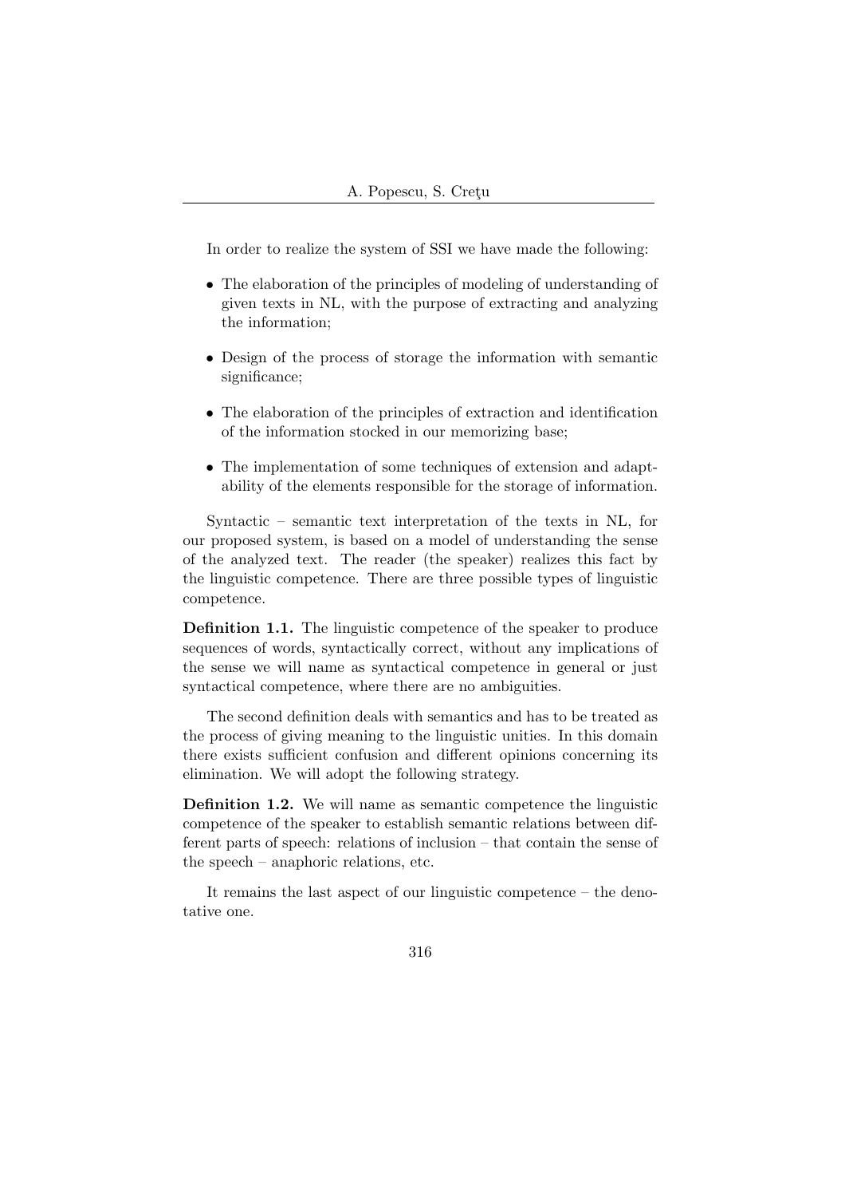In order to realize the system of SSI we have made the following:

- The elaboration of the principles of modeling of understanding of given texts in NL, with the purpose of extracting and analyzing the information;
- Design of the process of storage the information with semantic significance;
- The elaboration of the principles of extraction and identification of the information stocked in our memorizing base;
- The implementation of some techniques of extension and adaptability of the elements responsible for the storage of information.

Syntactic – semantic text interpretation of the texts in NL, for our proposed system, is based on a model of understanding the sense of the analyzed text. The reader (the speaker) realizes this fact by the linguistic competence. There are three possible types of linguistic competence.

**Definition 1.1.** The linguistic competence of the speaker to produce sequences of words, syntactically correct, without any implications of the sense we will name as syntactical competence in general or just syntactical competence, where there are no ambiguities.

The second definition deals with semantics and has to be treated as the process of giving meaning to the linguistic unities. In this domain there exists sufficient confusion and different opinions concerning its elimination. We will adopt the following strategy.

**Definition 1.2.** We will name as semantic competence the linguistic competence of the speaker to establish semantic relations between different parts of speech: relations of inclusion – that contain the sense of the speech – anaphoric relations, etc.

It remains the last aspect of our linguistic competence – the denotative one.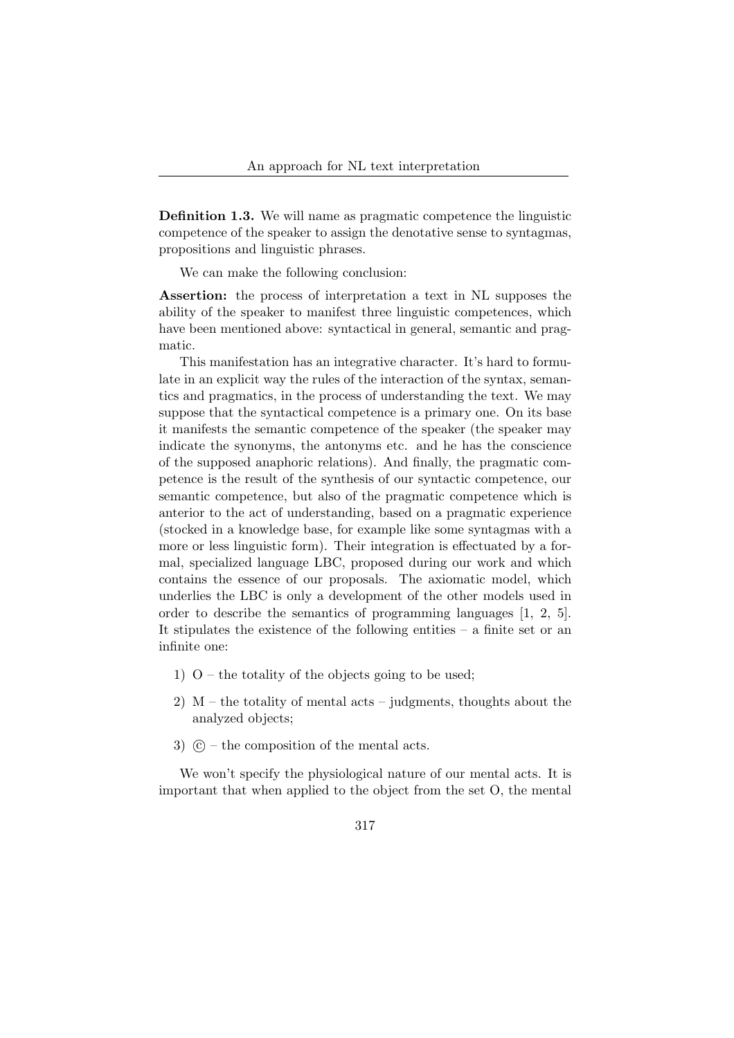**Definition 1.3.** We will name as pragmatic competence the linguistic competence of the speaker to assign the denotative sense to syntagmas, propositions and linguistic phrases.

We can make the following conclusion:

**Assertion:** the process of interpretation a text in NL supposes the ability of the speaker to manifest three linguistic competences, which have been mentioned above: syntactical in general, semantic and pragmatic.

This manifestation has an integrative character. It's hard to formulate in an explicit way the rules of the interaction of the syntax, semantics and pragmatics, in the process of understanding the text. We may suppose that the syntactical competence is a primary one. On its base it manifests the semantic competence of the speaker (the speaker may indicate the synonyms, the antonyms etc. and he has the conscience of the supposed anaphoric relations). And finally, the pragmatic competence is the result of the synthesis of our syntactic competence, our semantic competence, but also of the pragmatic competence which is anterior to the act of understanding, based on a pragmatic experience (stocked in a knowledge base, for example like some syntagmas with a more or less linguistic form). Their integration is effectuated by a formal, specialized language LBC, proposed during our work and which contains the essence of our proposals. The axiomatic model, which underlies the LBC is only a development of the other models used in order to describe the semantics of programming languages [1, 2, 5]. It stipulates the existence of the following entities – a finite set or an infinite one:

1) O – the totality of the objects going to be used;

2) M – the totality of mental acts – judgments, thoughts about the analyzed objects;

3) ⓒ – the composition of the mental acts.

We won't specify the physiological nature of our mental acts. It is important that when applied to the object from the set O, the mental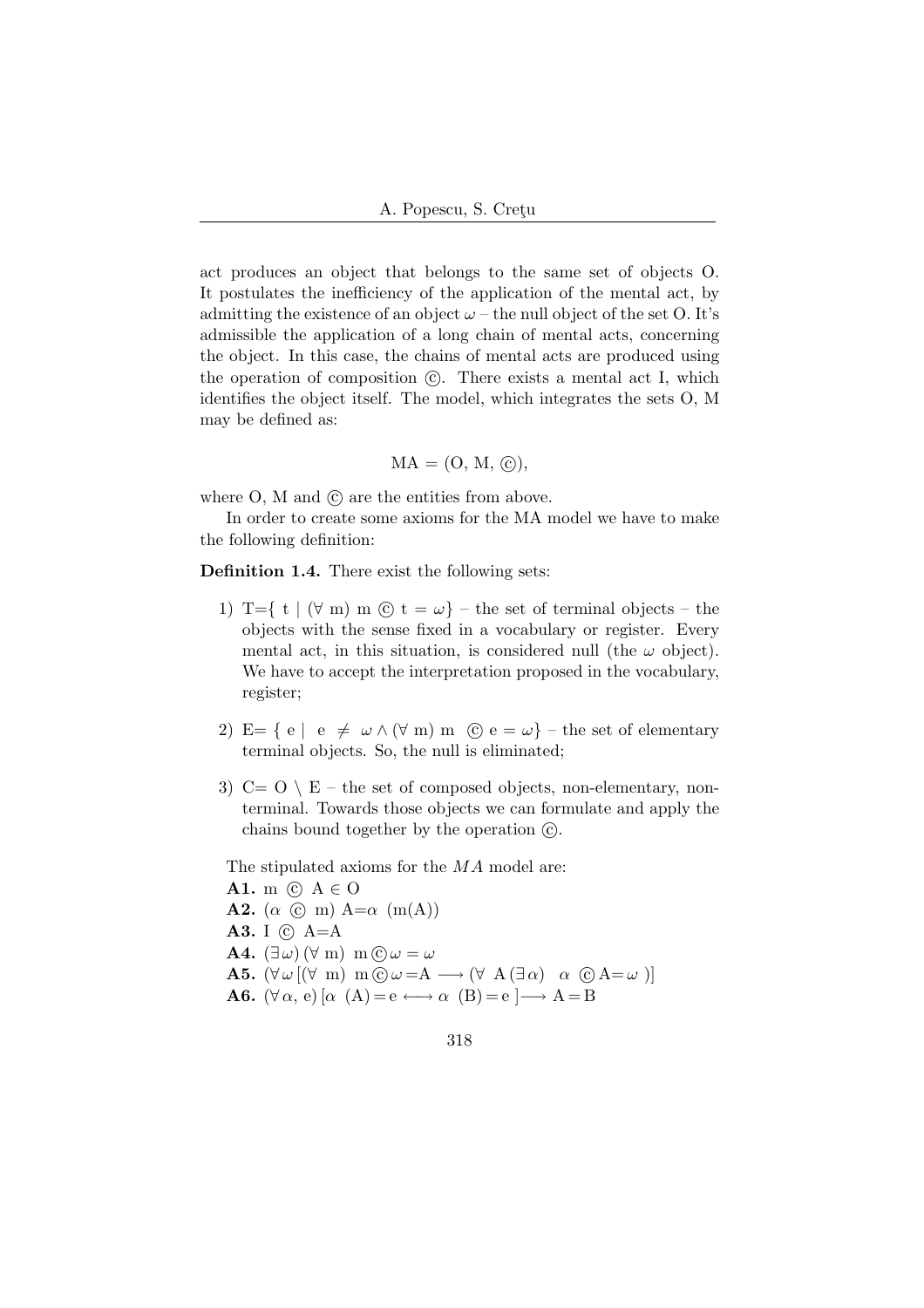act produces an object that belongs to the same set of objects O. It postulates the inefficiency of the application of the mental act, by admitting the existence of an object $\omega$ – the null object of the set O. It's admissible the application of a long chain of mental acts, concerning the object. In this case, the chains of mental acts are produced using the operation of composition ⓒ. There exists a mental act I, which identifies the object itself. The model, which integrates the sets O, M may be defined as:

$$\text{MA} = (\text{O, M, ⓒ}),$$

where O, M and ⓒ are the entities from above.

In order to create some axioms for the MA model we have to make the following definition:

**Definition 1.4.** There exist the following sets:

1) T={ t | ($\forall$ m) m ⓒ t = $\omega$} – the set of terminal objects – the objects with the sense fixed in a vocabulary or register. Every mental act, in this situation, is considered null (the $\omega$ object). We have to accept the interpretation proposed in the vocabulary, register;

2) E= { e | e $\neq$ $\omega \wedge$ ($\forall$ m) m ⓒ e = $\omega$} – the set of elementary terminal objects. So, the null is eliminated;

3) C= O $\setminus$ E – the set of composed objects, non-elementary, non-terminal. Towards those objects we can formulate and apply the chains bound together by the operation ⓒ.

The stipulated axioms for the *MA* model are:

**A1.** m ⓒ A $\in$ O

**A2.** ($\alpha$ ⓒ m) A=$\alpha$ (m(A))

**A3.** I ⓒ A=A

**A4.** ($\exists\omega$) ($\forall$ m) m ⓒ $\omega = \omega$

**A5.** ($\forall\omega$ [($\forall$ m) m ⓒ $\omega$ =A $\longrightarrow$ ($\forall$ A ($\exists\alpha$) $\alpha$ ⓒ A= $\omega$ )]

**A6.** ($\forall\alpha$, e) [$\alpha$ (A) = e $\longleftrightarrow$ $\alpha$ (B) = e ] $\longrightarrow$ A = B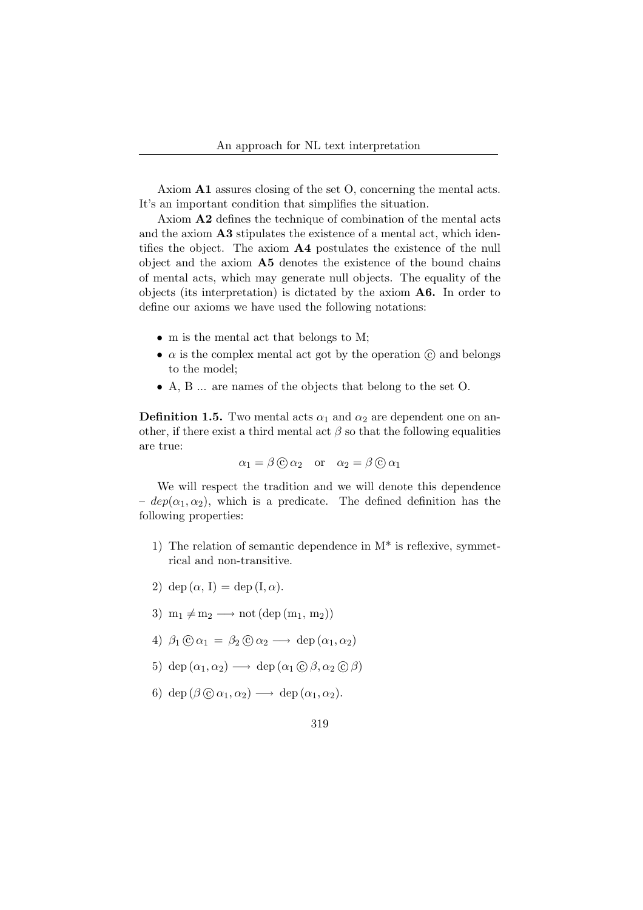Axiom **A1** assures closing of the set O, concerning the mental acts. It's an important condition that simplifies the situation.

Axiom **A2** defines the technique of combination of the mental acts and the axiom **A3** stipulates the existence of a mental act, which identifies the object. The axiom **A4** postulates the existence of the null object and the axiom **A5** denotes the existence of the bound chains of mental acts, which may generate null objects. The equality of the objects (its interpretation) is dictated by the axiom **A6.** In order to define our axioms we have used the following notations:

- m is the mental act that belongs to M;
- $\alpha$ is the complex mental act got by the operation ⓒ and belongs to the model;
- A, B ... are names of the objects that belong to the set O.

**Definition 1.5.** Two mental acts $\alpha_1$ and $\alpha_2$ are dependent one on another, if there exist a third mental act $\beta$ so that the following equalities are true:

$$\alpha_1 = \beta \circledc \alpha_2 \quad \text{or} \quad \alpha_2 = \beta \circledc \alpha_1$$

We will respect the tradition and we will denote this dependence – $dep(\alpha_1, \alpha_2)$, which is a predicate. The defined definition has the following properties:

1) The relation of semantic dependence in M* is reflexive, symmetrical and non-transitive.

2) $\mathrm{dep}\,(\alpha,\, \mathrm{I}) = \mathrm{dep}\,(\mathrm{I}, \alpha)$.

3) $\mathrm{m}_1 \neq \mathrm{m}_2 \longrightarrow \mathrm{not}\,(\mathrm{dep}\,(\mathrm{m}_1,\, \mathrm{m}_2))$

4) $\beta_1 \circledc \alpha_1 \,=\, \beta_2 \circledc \alpha_2 \longrightarrow\, \mathrm{dep}\,(\alpha_1, \alpha_2)$

5) $\mathrm{dep}\,(\alpha_1, \alpha_2) \longrightarrow\, \mathrm{dep}\,(\alpha_1 \circledc \beta, \alpha_2 \circledc \beta)$

6) $\mathrm{dep}\,(\beta \circledc \alpha_1, \alpha_2) \longrightarrow\, \mathrm{dep}\,(\alpha_1, \alpha_2)$.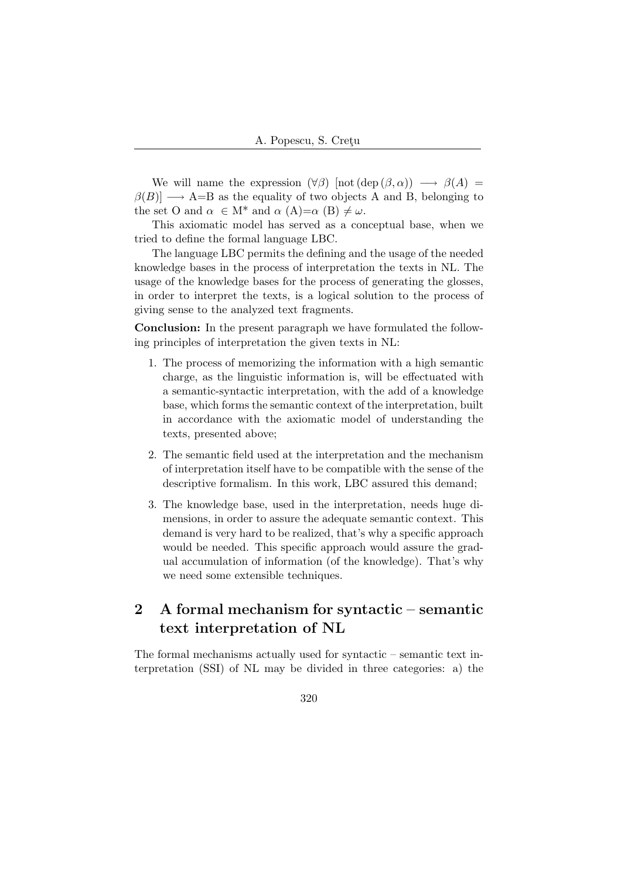We will name the expression $(\forall\beta)$ $[\text{not}\,(\text{dep}\,(\beta,\alpha)) \longrightarrow \beta(A) = \beta(B)] \longrightarrow$ A=B as the equality of two objects A and B, belonging to the set O and $\alpha \in$ M* and $\alpha$ (A)=$\alpha$ (B) $\neq \omega$.

This axiomatic model has served as a conceptual base, when we tried to define the formal language LBC.

The language LBC permits the defining and the usage of the needed knowledge bases in the process of interpretation the texts in NL. The usage of the knowledge bases for the process of generating the glosses, in order to interpret the texts, is a logical solution to the process of giving sense to the analyzed text fragments.

**Conclusion:** In the present paragraph we have formulated the following principles of interpretation the given texts in NL:

1. The process of memorizing the information with a high semantic charge, as the linguistic information is, will be effectuated with a semantic-syntactic interpretation, with the add of a knowledge base, which forms the semantic context of the interpretation, built in accordance with the axiomatic model of understanding the texts, presented above;

2. The semantic field used at the interpretation and the mechanism of interpretation itself have to be compatible with the sense of the descriptive formalism. In this work, LBC assured this demand;

3. The knowledge base, used in the interpretation, needs huge dimensions, in order to assure the adequate semantic context. This demand is very hard to be realized, that's why a specific approach would be needed. This specific approach would assure the gradual accumulation of information (of the knowledge). That's why we need some extensible techniques.

## 2 A formal mechanism for syntactic – semantic text interpretation of NL

The formal mechanisms actually used for syntactic – semantic text interpretation (SSI) of NL may be divided in three categories: a) the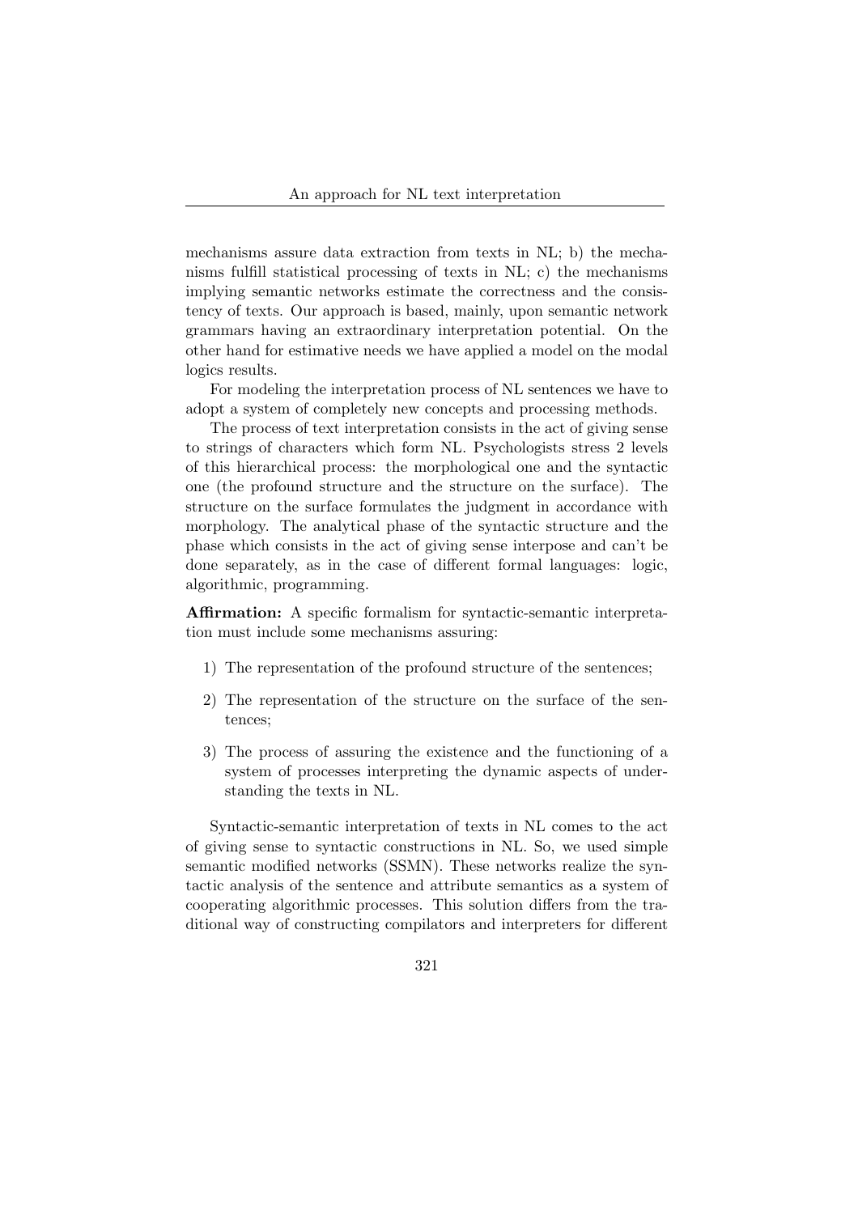mechanisms assure data extraction from texts in NL; b) the mechanisms fulfill statistical processing of texts in NL; c) the mechanisms implying semantic networks estimate the correctness and the consistency of texts. Our approach is based, mainly, upon semantic network grammars having an extraordinary interpretation potential. On the other hand for estimative needs we have applied a model on the modal logics results.

For modeling the interpretation process of NL sentences we have to adopt a system of completely new concepts and processing methods.

The process of text interpretation consists in the act of giving sense to strings of characters which form NL. Psychologists stress 2 levels of this hierarchical process: the morphological one and the syntactic one (the profound structure and the structure on the surface). The structure on the surface formulates the judgment in accordance with morphology. The analytical phase of the syntactic structure and the phase which consists in the act of giving sense interpose and can't be done separately, as in the case of different formal languages: logic, algorithmic, programming.

**Affirmation:** A specific formalism for syntactic-semantic interpretation must include some mechanisms assuring:

1) The representation of the profound structure of the sentences;

2) The representation of the structure on the surface of the sentences;

3) The process of assuring the existence and the functioning of a system of processes interpreting the dynamic aspects of understanding the texts in NL.

Syntactic-semantic interpretation of texts in NL comes to the act of giving sense to syntactic constructions in NL. So, we used simple semantic modified networks (SSMN). These networks realize the syntactic analysis of the sentence and attribute semantics as a system of cooperating algorithmic processes. This solution differs from the traditional way of constructing compilators and interpreters for different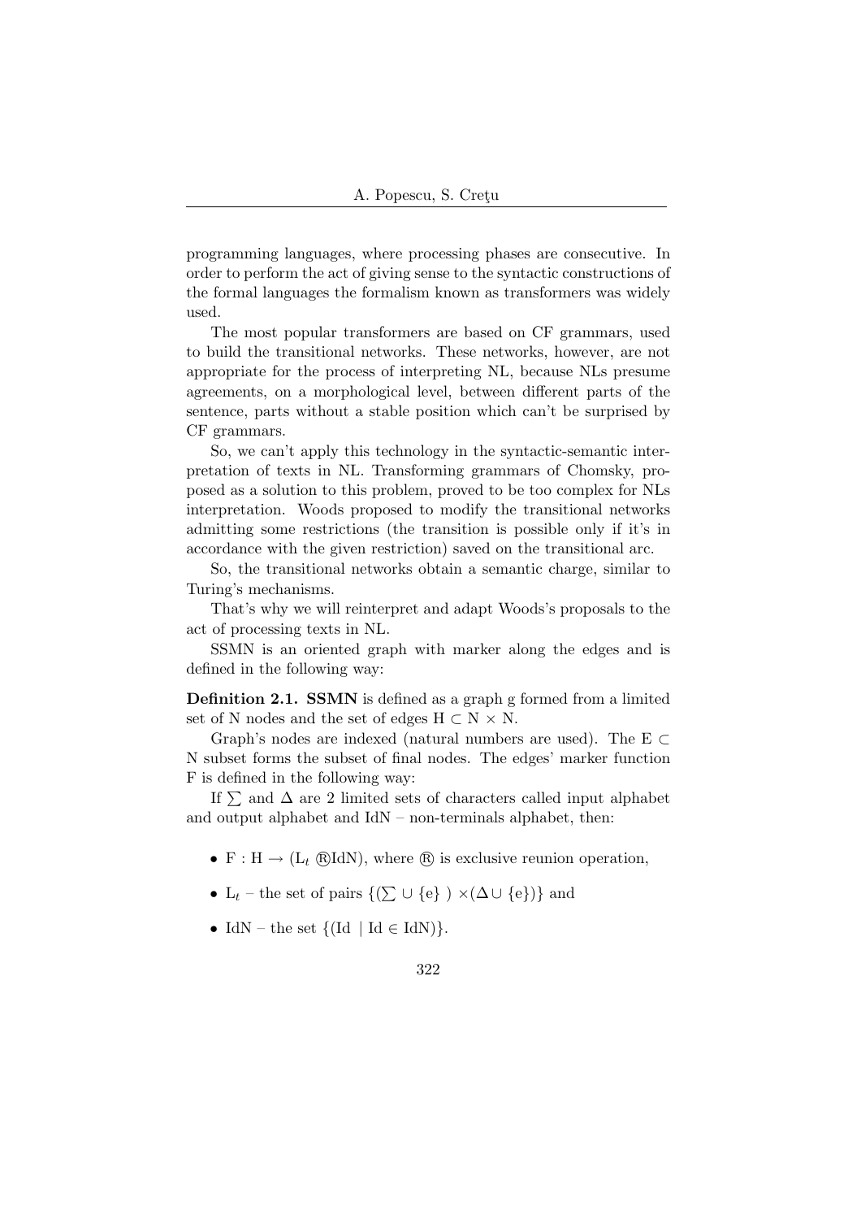programming languages, where processing phases are consecutive. In order to perform the act of giving sense to the syntactic constructions of the formal languages the formalism known as transformers was widely used.

The most popular transformers are based on CF grammars, used to build the transitional networks. These networks, however, are not appropriate for the process of interpreting NL, because NLs presume agreements, on a morphological level, between different parts of the sentence, parts without a stable position which can't be surprised by CF grammars.

So, we can't apply this technology in the syntactic-semantic interpretation of texts in NL. Transforming grammars of Chomsky, proposed as a solution to this problem, proved to be too complex for NLs interpretation. Woods proposed to modify the transitional networks admitting some restrictions (the transition is possible only if it's in accordance with the given restriction) saved on the transitional arc.

So, the transitional networks obtain a semantic charge, similar to Turing's mechanisms.

That's why we will reinterpret and adapt Woods's proposals to the act of processing texts in NL.

SSMN is an oriented graph with marker along the edges and is defined in the following way:

**Definition 2.1. SSMN** is defined as a graph g formed from a limited set of N nodes and the set of edges $H \subset N \times N$.

Graph's nodes are indexed (natural numbers are used). The $E \subset N$ subset forms the subset of final nodes. The edges' marker function F is defined in the following way:

If $\sum$ and $\Delta$ are 2 limited sets of characters called input alphabet and output alphabet and IdN – non-terminals alphabet, then:

- $F : H \rightarrow (L_t \circledR \text{IdN})$, where $\circledR$ is exclusive reunion operation,
- $L_t$ – the set of pairs $\{(\sum \cup \{e\}) \times (\Delta \cup \{e\})\}$ and
- IdN – the set $\{(\text{Id} \mid \text{Id} \in \text{IdN})\}$.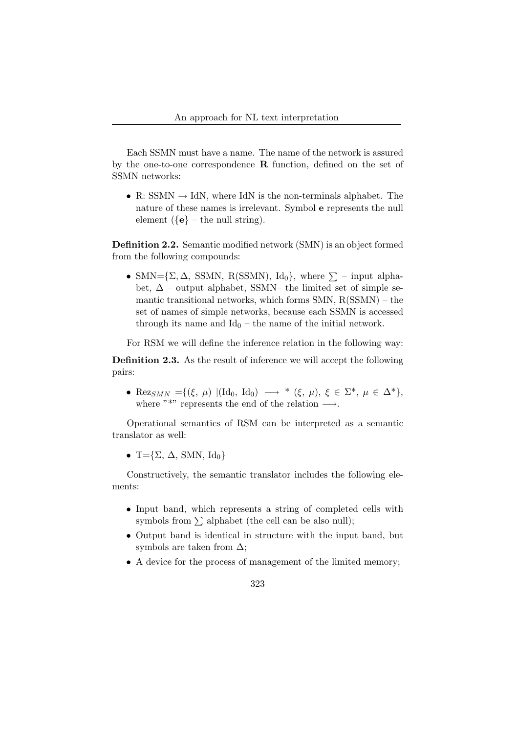Each SSMN must have a name. The name of the network is assured by the one-to-one correspondence **R** function, defined on the set of SSMN networks:

- R: SSMN $\rightarrow$ IdN, where IdN is the non-terminals alphabet. The nature of these names is irrelevant. Symbol **e** represents the null element ({**e**} – the null string).

**Definition 2.2.** Semantic modified network (SMN) is an object formed from the following compounds:

- SMN=$\{\Sigma, \Delta$, SSMN, R(SSMN), $\text{Id}_0\}$, where $\sum$ – input alphabet, $\Delta$ – output alphabet, SSMN– the limited set of simple semantic transitional networks, which forms SMN, R(SSMN) – the set of names of simple networks, because each SSMN is accessed through its name and $\text{Id}_0$ – the name of the initial network.

For RSM we will define the inference relation in the following way:

**Definition 2.3.** As the result of inference we will accept the following pairs:

- $\text{Rez}_{SMN} = \{(\xi,\ \mu)\ |(\text{Id}_0,\ \text{Id}_0) \longrightarrow {}^{*}\ (\xi,\ \mu),\ \xi \in \Sigma^{*},\ \mu \in \Delta^{*}\}$, where "*" represents the end of the relation $\longrightarrow$.

Operational semantics of RSM can be interpreted as a semantic translator as well:

- T=$\{\Sigma,\ \Delta,\ \text{SMN},\ \text{Id}_0\}$

Constructively, the semantic translator includes the following elements:

- Input band, which represents a string of completed cells with symbols from $\sum$ alphabet (the cell can be also null);
- Output band is identical in structure with the input band, but symbols are taken from $\Delta$;
- A device for the process of management of the limited memory;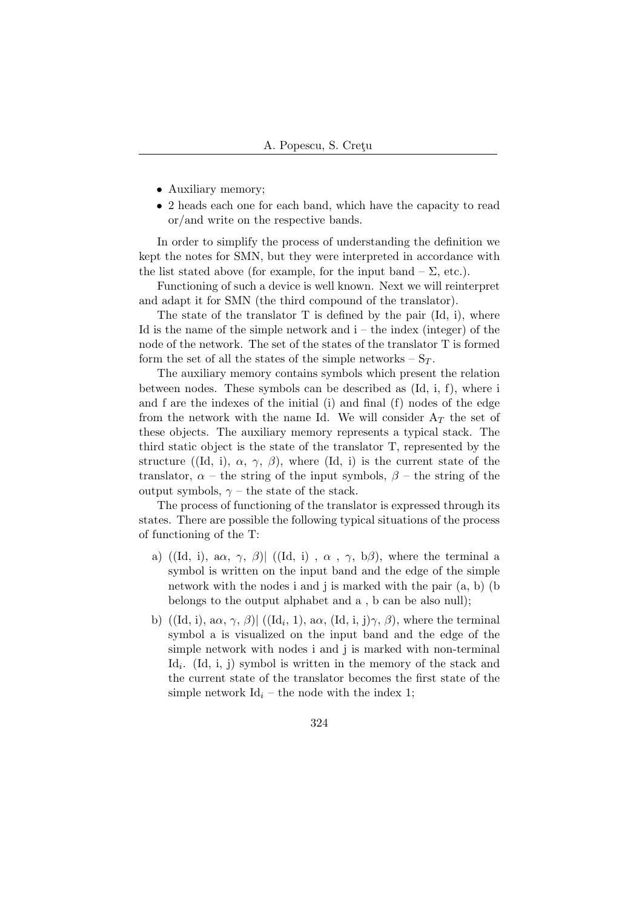- Auxiliary memory;
- 2 heads each one for each band, which have the capacity to read or/and write on the respective bands.

In order to simplify the process of understanding the definition we kept the notes for SMN, but they were interpreted in accordance with the list stated above (for example, for the input band – $\Sigma$, etc.).

Functioning of such a device is well known. Next we will reinterpret and adapt it for SMN (the third compound of the translator).

The state of the translator T is defined by the pair (Id, i), where Id is the name of the simple network and i – the index (integer) of the node of the network. The set of the states of the translator T is formed form the set of all the states of the simple networks – $S_T$.

The auxiliary memory contains symbols which present the relation between nodes. These symbols can be described as (Id, i, f), where i and f are the indexes of the initial (i) and final (f) nodes of the edge from the network with the name Id. We will consider $A_T$ the set of these objects. The auxiliary memory represents a typical stack. The third static object is the state of the translator T, represented by the structure ((Id, i), $\alpha$, $\gamma$, $\beta$), where (Id, i) is the current state of the translator, $\alpha$ – the string of the input symbols, $\beta$ – the string of the output symbols, $\gamma$ – the state of the stack.

The process of functioning of the translator is expressed through its states. There are possible the following typical situations of the process of functioning of the T:

a) ((Id, i), a$\alpha$, $\gamma$, $\beta$)| ((Id, i) , $\alpha$ , $\gamma$, b$\beta$), where the terminal a symbol is written on the input band and the edge of the simple network with the nodes i and j is marked with the pair (a, b) (b belongs to the output alphabet and a , b can be also null);

b) ((Id, i), a$\alpha$, $\gamma$, $\beta$)| (($Id_i$, 1), a$\alpha$, (Id, i, j)$\gamma$, $\beta$), where the terminal symbol a is visualized on the input band and the edge of the simple network with nodes i and j is marked with non-terminal $Id_i$. (Id, i, j) symbol is written in the memory of the stack and the current state of the translator becomes the first state of the simple network $Id_i$ – the node with the index 1;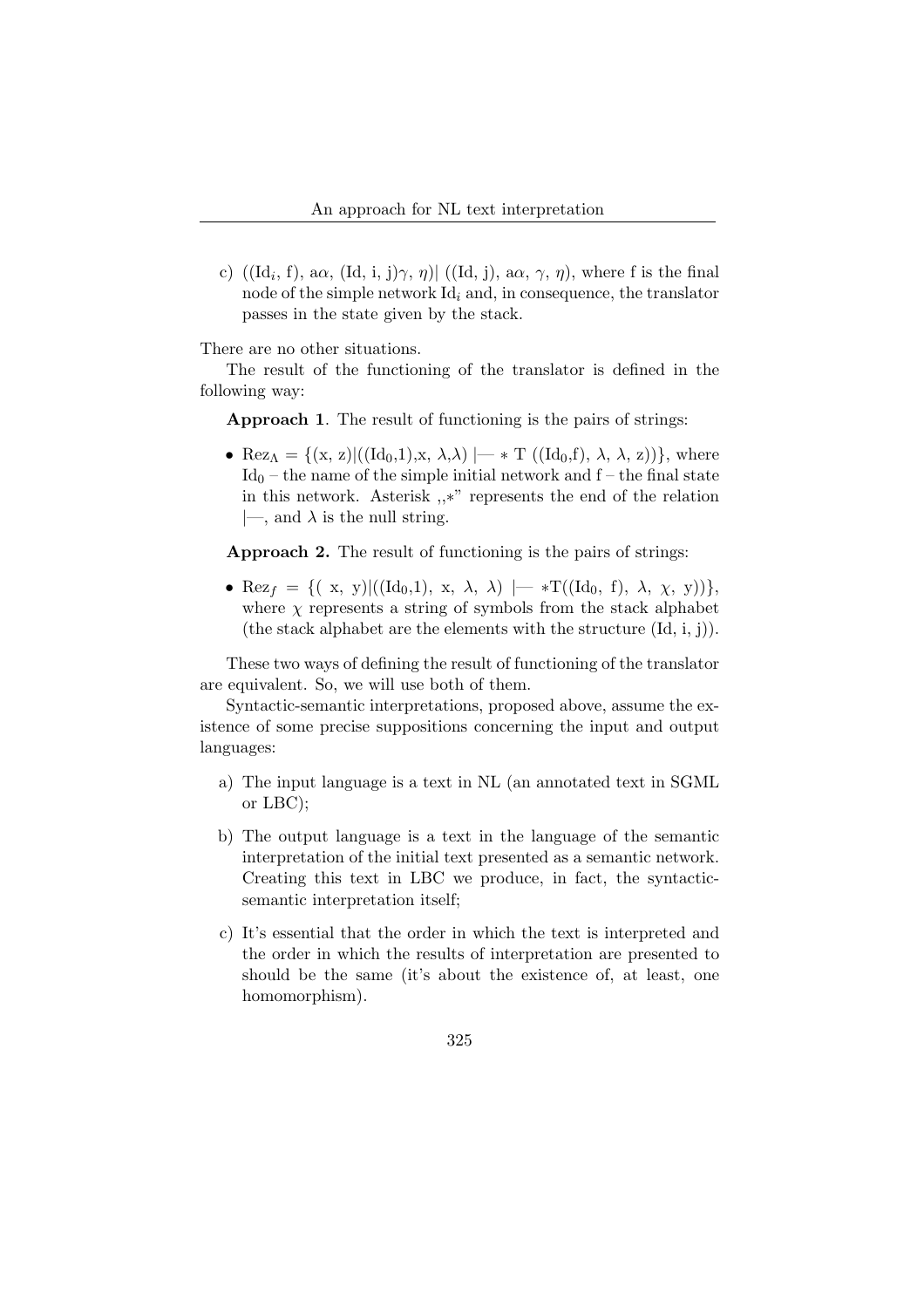c) $((\mathrm{Id}_i, \mathrm{f}), \mathrm{a}\alpha, (\mathrm{Id, i, j})\gamma, \eta) | ((\mathrm{Id, j}), \mathrm{a}\alpha, \gamma, \eta)$, where f is the final node of the simple network $\mathrm{Id}_i$ and, in consequence, the translator passes in the state given by the stack.

There are no other situations.

The result of the functioning of the translator is defined in the following way:

**Approach 1**. The result of functioning is the pairs of strings:

- $\mathrm{Rez}_\Lambda = \{(\mathrm{x, z}) | ((\mathrm{Id}_0,1),\mathrm{x}, \lambda,\lambda) \models * \mathrm{T}\ ((\mathrm{Id}_0,\mathrm{f}), \lambda, \lambda, \mathrm{z}))\}$, where $\mathrm{Id}_0$ – the name of the simple initial network and f – the final state in this network. Asterisk ,,*" represents the end of the relation $\models$, and $\lambda$ is the null string.

**Approach 2.** The result of functioning is the pairs of strings:

- $\mathrm{Rez}_f = \{(\mathrm{x, y}) | ((\mathrm{Id}_0,1), \mathrm{x}, \lambda, \lambda) \models * \mathrm{T}((\mathrm{Id}_0, \mathrm{f}), \lambda, \chi, \mathrm{y}))\}$, where $\chi$ represents a string of symbols from the stack alphabet (the stack alphabet are the elements with the structure (Id, i, j)).

These two ways of defining the result of functioning of the translator are equivalent. So, we will use both of them.

Syntactic-semantic interpretations, proposed above, assume the existence of some precise suppositions concerning the input and output languages:

a) The input language is a text in NL (an annotated text in SGML or LBC);

b) The output language is a text in the language of the semantic interpretation of the initial text presented as a semantic network. Creating this text in LBC we produce, in fact, the syntactic-semantic interpretation itself;

c) It's essential that the order in which the text is interpreted and the order in which the results of interpretation are presented to should be the same (it's about the existence of, at least, one homomorphism).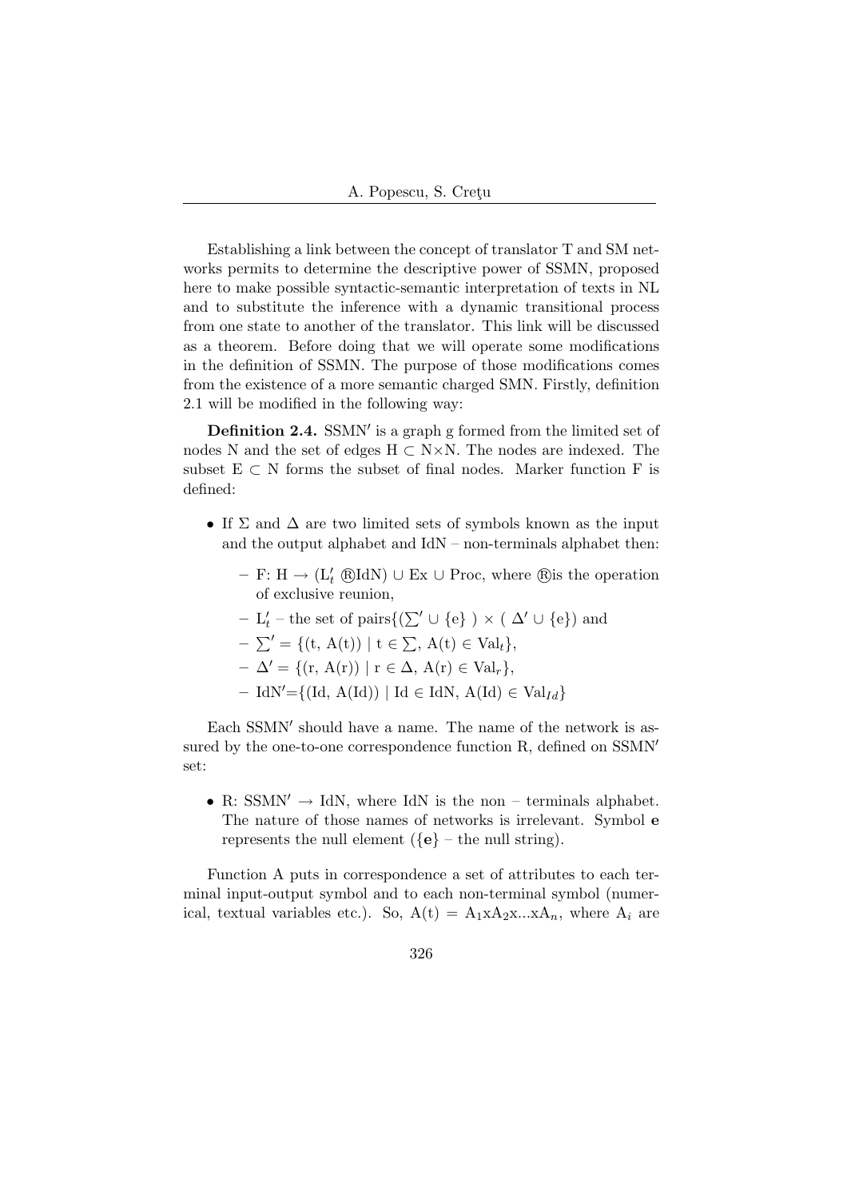Establishing a link between the concept of translator T and SM networks permits to determine the descriptive power of SSMN, proposed here to make possible syntactic-semantic interpretation of texts in NL and to substitute the inference with a dynamic transitional process from one state to another of the translator. This link will be discussed as a theorem. Before doing that we will operate some modifications in the definition of SSMN. The purpose of those modifications comes from the existence of a more semantic charged SMN. Firstly, definition 2.1 will be modified in the following way:

**Definition 2.4.** SSMN′ is a graph g formed from the limited set of nodes N and the set of edges $H \subset N \times N$. The nodes are indexed. The subset $E \subset N$ forms the subset of final nodes. Marker function F is defined:

- If $\Sigma$ and $\Delta$ are two limited sets of symbols known as the input and the output alphabet and IdN – non-terminals alphabet then:
  - F: $H \rightarrow (L'_t$ ®IdN$) \cup$ Ex $\cup$ Proc, where ®is the operation of exclusive reunion,
  - $L'_t$ – the set of pairs$\{(\sum' \cup \{e\}) \times (\Delta' \cup \{e\})$ and
  - $\sum' = \{(t, A(t)) \mid t \in \sum, A(t) \in Val_t\}$,
  - $\Delta' = \{(r, A(r)) \mid r \in \Delta, A(r) \in Val_r\}$,
  - IdN′$=\{(Id, A(Id)) \mid Id \in IdN, A(Id) \in Val_{Id}\}$

Each SSMN′ should have a name. The name of the network is assured by the one-to-one correspondence function R, defined on SSMN′ set:

- R: SSMN′ $\rightarrow$ IdN, where IdN is the non – terminals alphabet. The nature of those names of networks is irrelevant. Symbol **e** represents the null element ({**e**} – the null string).

Function A puts in correspondence a set of attributes to each terminal input-output symbol and to each non-terminal symbol (numerical, textual variables etc.). So, $A(t) = A_1 x A_2 x ... x A_n$, where $A_i$ are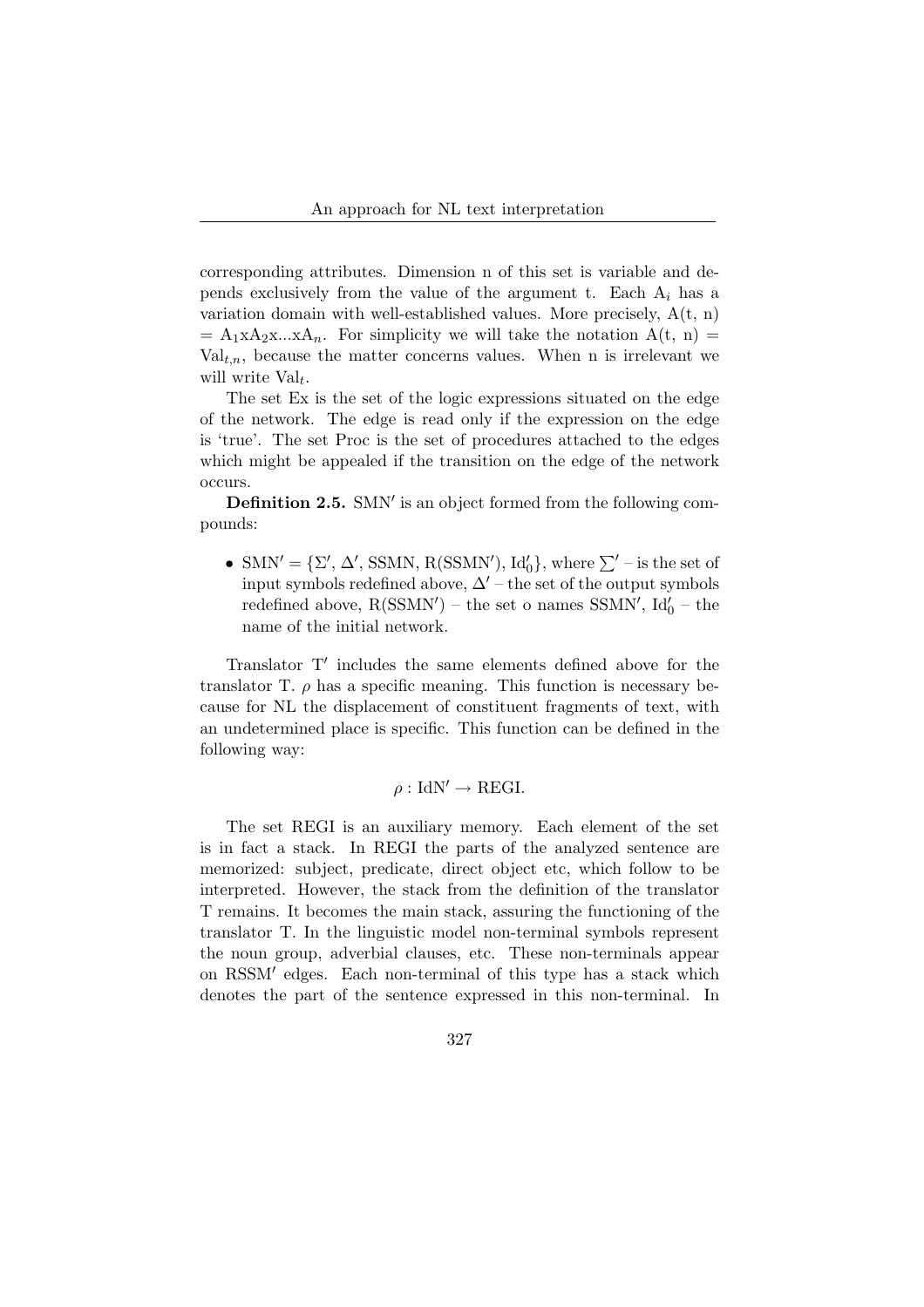corresponding attributes. Dimension n of this set is variable and depends exclusively from the value of the argument t. Each $A_i$ has a variation domain with well-established values. More precisely, A(t, n) = $A_1$x$A_2$x...x$A_n$. For simplicity we will take the notation A(t, n) = $Val_{t,n}$, because the matter concerns values. When n is irrelevant we will write $Val_t$.

The set Ex is the set of the logic expressions situated on the edge of the network. The edge is read only if the expression on the edge is 'true'. The set Proc is the set of procedures attached to the edges which might be appealed if the transition on the edge of the network occurs.

**Definition 2.5.** SMN′ is an object formed from the following compounds:

- SMN′ = {Σ′, Δ′, SSMN, R(SSMN′), $Id'_0$}, where $\sum'$ – is the set of input symbols redefined above, Δ′ – the set of the output symbols redefined above, R(SSMN′) – the set o names SSMN′, $Id'_0$ – the name of the initial network.

Translator T′ includes the same elements defined above for the translator T. $\rho$ has a specific meaning. This function is necessary because for NL the displacement of constituent fragments of text, with an undetermined place is specific. This function can be defined in the following way:

$$\rho : \mathrm{IdN}' \rightarrow \mathrm{REGI}.$$

The set REGI is an auxiliary memory. Each element of the set is in fact a stack. In REGI the parts of the analyzed sentence are memorized: subject, predicate, direct object etc, which follow to be interpreted. However, the stack from the definition of the translator T remains. It becomes the main stack, assuring the functioning of the translator T. In the linguistic model non-terminal symbols represent the noun group, adverbial clauses, etc. These non-terminals appear on RSSM′ edges. Each non-terminal of this type has a stack which denotes the part of the sentence expressed in this non-terminal. In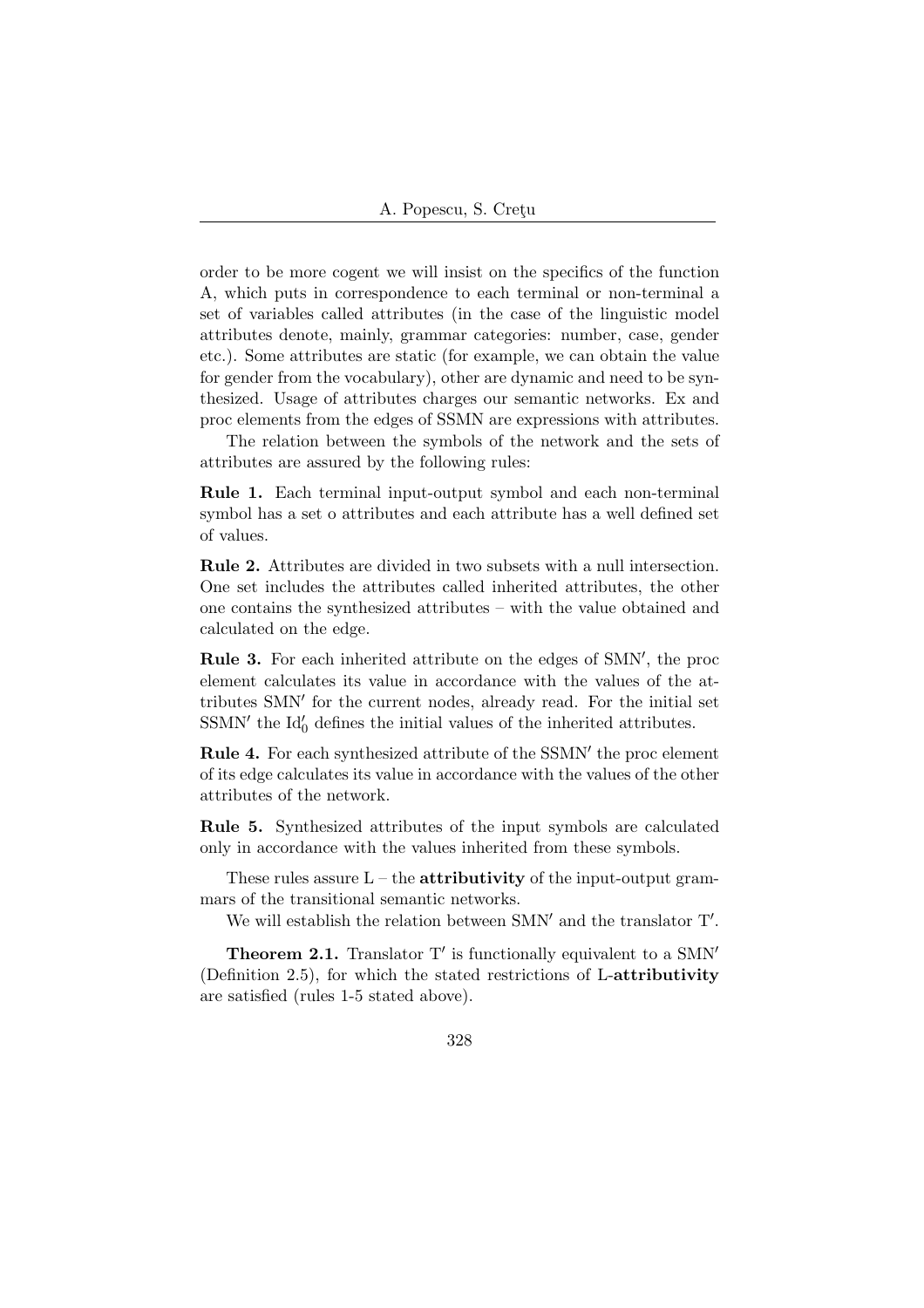order to be more cogent we will insist on the specifics of the function A, which puts in correspondence to each terminal or non-terminal a set of variables called attributes (in the case of the linguistic model attributes denote, mainly, grammar categories: number, case, gender etc.). Some attributes are static (for example, we can obtain the value for gender from the vocabulary), other are dynamic and need to be synthesized. Usage of attributes charges our semantic networks. Ex and proc elements from the edges of SSMN are expressions with attributes.

The relation between the symbols of the network and the sets of attributes are assured by the following rules:

**Rule 1.** Each terminal input-output symbol and each non-terminal symbol has a set o attributes and each attribute has a well defined set of values.

**Rule 2.** Attributes are divided in two subsets with a null intersection. One set includes the attributes called inherited attributes, the other one contains the synthesized attributes – with the value obtained and calculated on the edge.

**Rule 3.** For each inherited attribute on the edges of SMN′, the proc element calculates its value in accordance with the values of the attributes SMN′ for the current nodes, already read. For the initial set SSMN′ the $\mathrm{Id}'_0$ defines the initial values of the inherited attributes.

**Rule 4.** For each synthesized attribute of the SSMN′ the proc element of its edge calculates its value in accordance with the values of the other attributes of the network.

**Rule 5.** Synthesized attributes of the input symbols are calculated only in accordance with the values inherited from these symbols.

These rules assure L – the **attributivity** of the input-output grammars of the transitional semantic networks.

We will establish the relation between SMN′ and the translator T′.

**Theorem 2.1.** Translator T′ is functionally equivalent to a SMN′ (Definition 2.5), for which the stated restrictions of L-**attributivity** are satisfied (rules 1-5 stated above).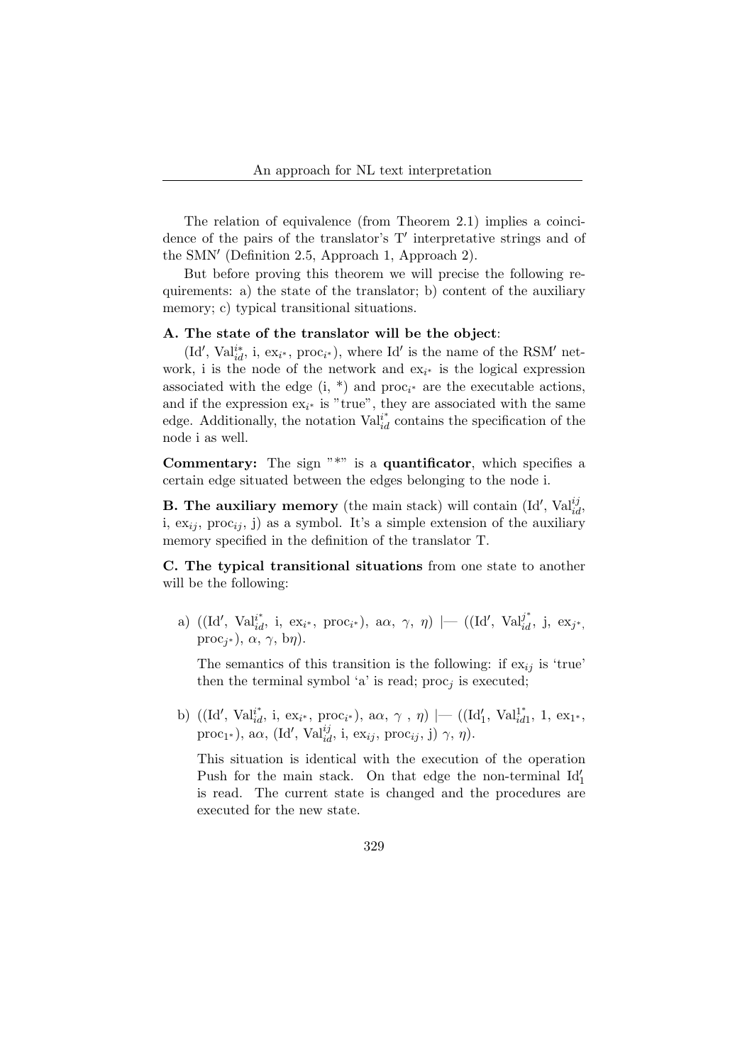The relation of equivalence (from Theorem 2.1) implies a coincidence of the pairs of the translator's T′ interpretative strings and of the SMN′ (Definition 2.5, Approach 1, Approach 2).

But before proving this theorem we will precise the following requirements: a) the state of the translator; b) content of the auxiliary memory; c) typical transitional situations.

**A. The state of the translator will be the object**:

(Id′, $\mathrm{Val}_{id}^{i*}$, i, $\mathrm{ex}_{i^*}$, $\mathrm{proc}_{i^*}$), where Id′ is the name of the RSM′ network, i is the node of the network and $\mathrm{ex}_{i^*}$ is the logical expression associated with the edge (i, *) and $\mathrm{proc}_{i^*}$ are the executable actions, and if the expression $\mathrm{ex}_{i^*}$ is "true", they are associated with the same edge. Additionally, the notation $\mathrm{Val}_{id}^{i^*}$ contains the specification of the node i as well.

**Commentary:** The sign "*" is a **quantificator**, which specifies a certain edge situated between the edges belonging to the node i.

**B. The auxiliary memory** (the main stack) will contain (Id′, $\mathrm{Val}_{id}^{ij}$, i, $\mathrm{ex}_{ij}$, $\mathrm{proc}_{ij}$, j) as a symbol. It's a simple extension of the auxiliary memory specified in the definition of the translator T.

**C. The typical transitional situations** from one state to another will be the following:

a) ((Id′, $\mathrm{Val}_{id}^{i^*}$, i, $\mathrm{ex}_{i^*}$, $\mathrm{proc}_{i^*}$), a$\alpha$, $\gamma$, $\eta$) |— ((Id′, $\mathrm{Val}_{id}^{j^*}$, j, $\mathrm{ex}_{j^*}$, $\mathrm{proc}_{j^*}$), $\alpha$, $\gamma$, b$\eta$).

   The semantics of this transition is the following: if $\mathrm{ex}_{ij}$ is 'true' then the terminal symbol 'a' is read; $\mathrm{proc}_j$ is executed;

b) ((Id′, $\mathrm{Val}_{id}^{i^*}$, i, $\mathrm{ex}_{i^*}$, $\mathrm{proc}_{i^*}$), a$\alpha$, $\gamma$ , $\eta$) |— (($\mathrm{Id}_1'$, $\mathrm{Val}_{id1}^{1^*}$, 1, $\mathrm{ex}_{1^*}$, $\mathrm{proc}_{1^*}$), a$\alpha$, (Id′, $\mathrm{Val}_{id}^{ij}$, i, $\mathrm{ex}_{ij}$, $\mathrm{proc}_{ij}$, j) $\gamma$, $\eta$).

   This situation is identical with the execution of the operation Push for the main stack. On that edge the non-terminal $\mathrm{Id}_1'$ is read. The current state is changed and the procedures are executed for the new state.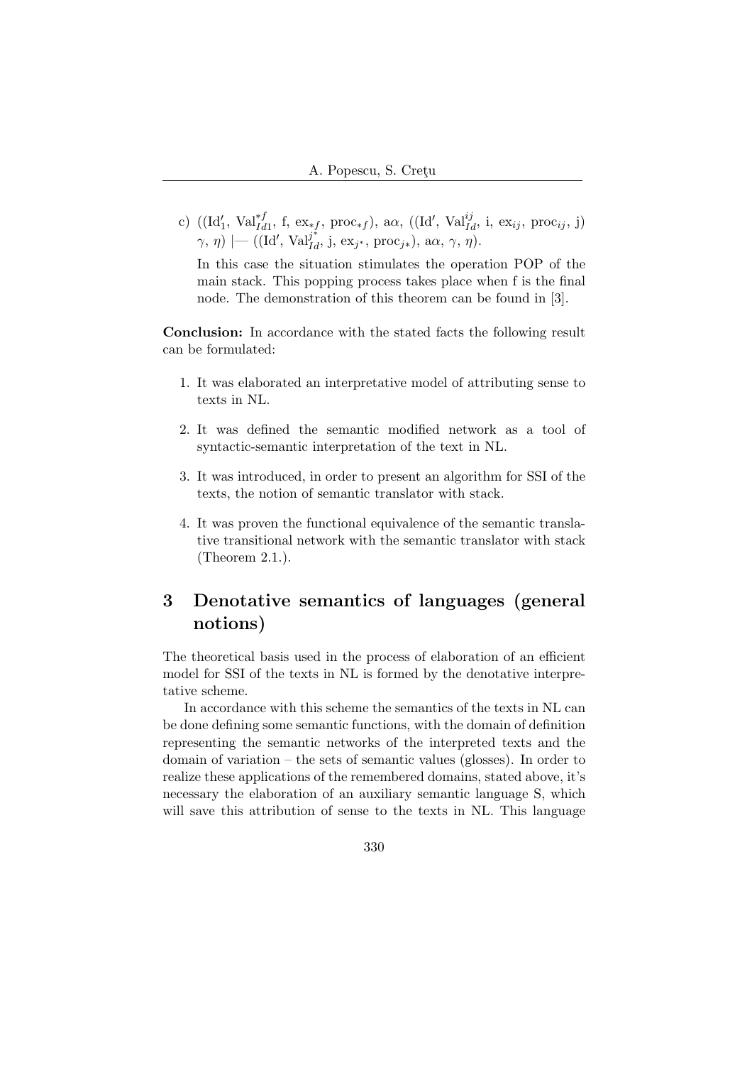c) $((\mathrm{Id}'_1,\ \mathrm{Val}^{*f}_{Id1},\ \mathrm{f},\ \mathrm{ex}_{*f},\ \mathrm{proc}_{*f}),\ \mathrm{a}\alpha,\ ((\mathrm{Id}',\ \mathrm{Val}^{ij}_{Id},\ \mathrm{i},\ \mathrm{ex}_{ij},\ \mathrm{proc}_{ij},\ \mathrm{j})\ \gamma,\ \eta)\ |\!\!-\ ((\mathrm{Id}',\ \mathrm{Val}^{j^*}_{Id},\ \mathrm{j},\ \mathrm{ex}_{j^*},\ \mathrm{proc}_{j*}),\ \mathrm{a}\alpha,\ \gamma,\ \eta)$.

In this case the situation stimulates the operation POP of the main stack. This popping process takes place when f is the final node. The demonstration of this theorem can be found in [3].

**Conclusion:** In accordance with the stated facts the following result can be formulated:

1. It was elaborated an interpretative model of attributing sense to texts in NL.
2. It was defined the semantic modified network as a tool of syntactic-semantic interpretation of the text in NL.
3. It was introduced, in order to present an algorithm for SSI of the texts, the notion of semantic translator with stack.
4. It was proven the functional equivalence of the semantic translative transitional network with the semantic translator with stack (Theorem 2.1.).

# 3 Denotative semantics of languages (general notions)

The theoretical basis used in the process of elaboration of an efficient model for SSI of the texts in NL is formed by the denotative interpretative scheme.

In accordance with this scheme the semantics of the texts in NL can be done defining some semantic functions, with the domain of definition representing the semantic networks of the interpreted texts and the domain of variation – the sets of semantic values (glosses). In order to realize these applications of the remembered domains, stated above, it's necessary the elaboration of an auxiliary semantic language S, which will save this attribution of sense to the texts in NL. This language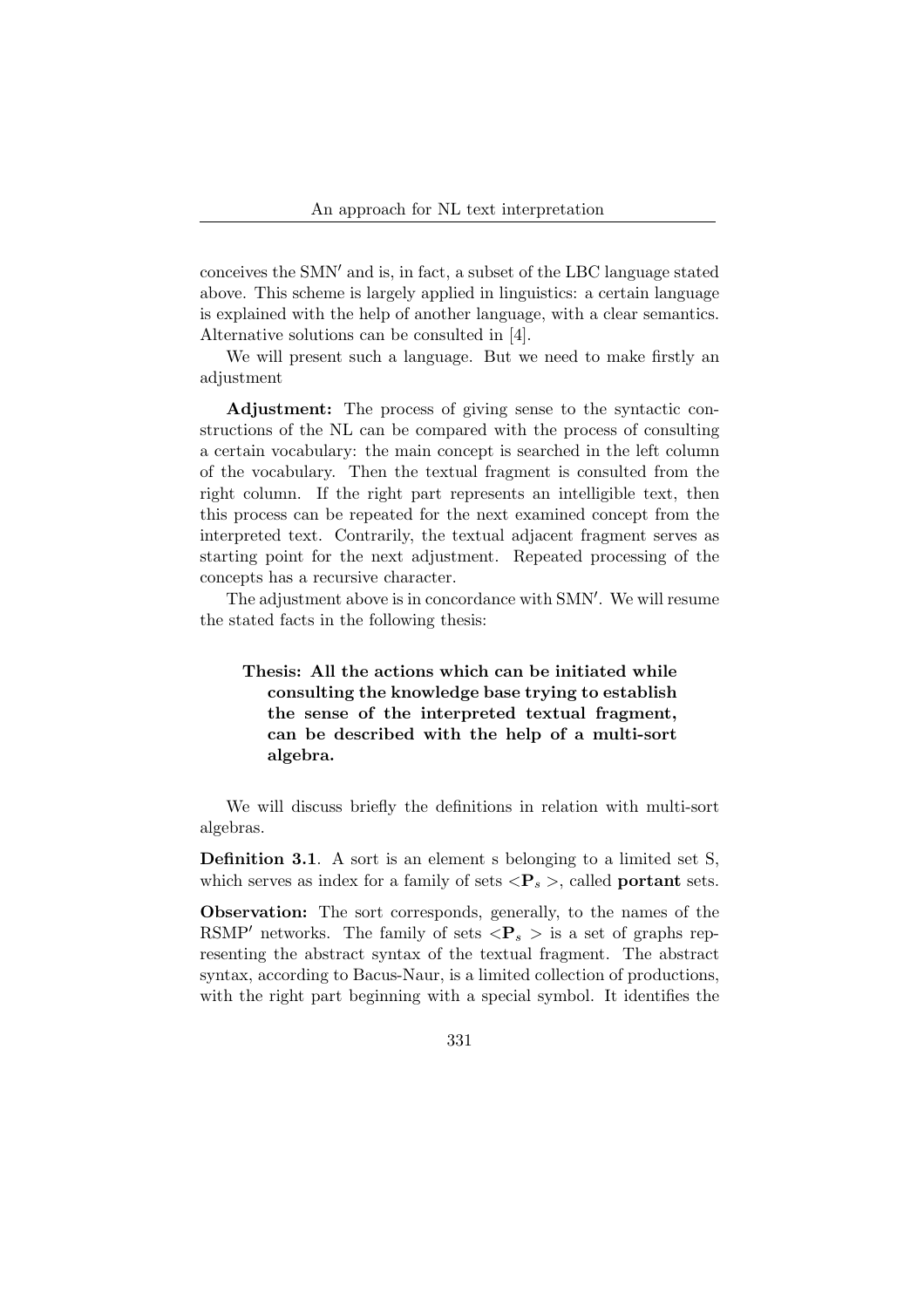conceives the SMN′ and is, in fact, a subset of the LBC language stated above. This scheme is largely applied in linguistics: a certain language is explained with the help of another language, with a clear semantics. Alternative solutions can be consulted in [4].

We will present such a language. But we need to make firstly an adjustment

**Adjustment:** The process of giving sense to the syntactic constructions of the NL can be compared with the process of consulting a certain vocabulary: the main concept is searched in the left column of the vocabulary. Then the textual fragment is consulted from the right column. If the right part represents an intelligible text, then this process can be repeated for the next examined concept from the interpreted text. Contrarily, the textual adjacent fragment serves as starting point for the next adjustment. Repeated processing of the concepts has a recursive character.

The adjustment above is in concordance with SMN′. We will resume the stated facts in the following thesis:

> **Thesis: All the actions which can be initiated while consulting the knowledge base trying to establish the sense of the interpreted textual fragment, can be described with the help of a multi-sort algebra.**

We will discuss briefly the definitions in relation with multi-sort algebras.

**Definition 3.1**. A sort is an element s belonging to a limited set S, which serves as index for a family of sets $<\mathbf{P}_s>$, called **portant** sets.

**Observation:** The sort corresponds, generally, to the names of the RSMP′ networks. The family of sets $<\mathbf{P}_s>$ is a set of graphs representing the abstract syntax of the textual fragment. The abstract syntax, according to Bacus-Naur, is a limited collection of productions, with the right part beginning with a special symbol. It identifies the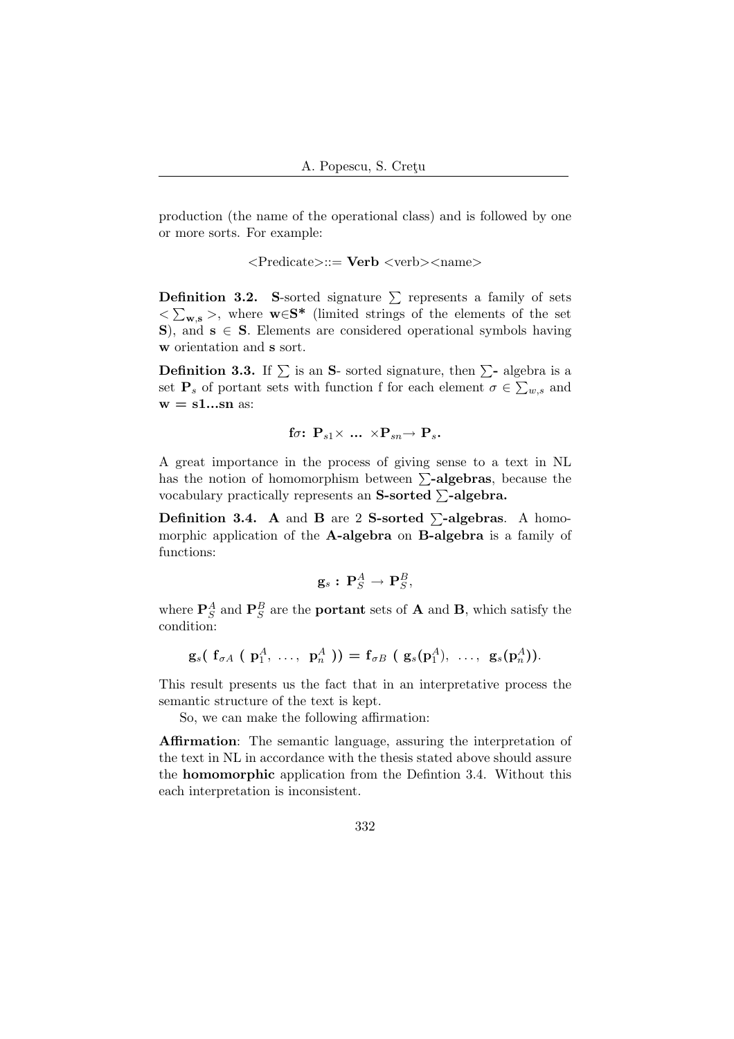production (the name of the operational class) and is followed by one or more sorts. For example:

<Predicate>::= **Verb** <verb><name>

**Definition 3.2.** **S**-sorted signature $\sum$ represents a family of sets $< \sum_{\mathbf{w},\mathbf{s}} >$, where $\mathbf{w} \in \mathbf{S}^*$ (limited strings of the elements of the set **S**), and $\mathbf{s} \in \mathbf{S}$. Elements are considered operational symbols having **w** orientation and **s** sort.

**Definition 3.3.** If $\sum$ is an **S**- sorted signature, then $\sum$**-** algebra is a set $\mathbf{P}_s$ of portant sets with function f for each element $\sigma \in \sum_{w,s}$ and $\mathbf{w} = \mathbf{s1...sn}$ as:

$$\mathbf{f}\sigma\mathbf{:}\ \mathbf{P}_{s1} \times \ \mathbf{...}\ \times \mathbf{P}_{sn} \rightarrow \mathbf{P}_s.$$

A great importance in the process of giving sense to a text in NL has the notion of homomorphism between $\sum$**-algebras**, because the vocabulary practically represents an **S-sorted** $\sum$**-algebra.**

**Definition 3.4.** **A** and **B** are 2 **S-sorted** $\sum$**-algebras**. A homomorphic application of the **A-algebra** on **B-algebra** is a family of functions:

$$\mathbf{g}_s\mathbf{:}\ \mathbf{P}_S^A \rightarrow \mathbf{P}_S^B,$$

where $\mathbf{P}_S^A$ and $\mathbf{P}_S^B$ are the **portant** sets of **A** and **B**, which satisfy the condition:

$$\mathbf{g}_s(\ \mathbf{f}_{\sigma A}\ (\ \mathbf{p}_1^A,\ \ldots,\ \mathbf{p}_n^A\ )) = \mathbf{f}_{\sigma B}\ (\ \mathbf{g}_s(\mathbf{p}_1^A),\ \ldots,\ \mathbf{g}_s(\mathbf{p}_n^A)).$$

This result presents us the fact that in an interpretative process the semantic structure of the text is kept.

So, we can make the following affirmation:

**Affirmation**: The semantic language, assuring the interpretation of the text in NL in accordance with the thesis stated above should assure the **homomorphic** application from the Defintion 3.4. Without this each interpretation is inconsistent.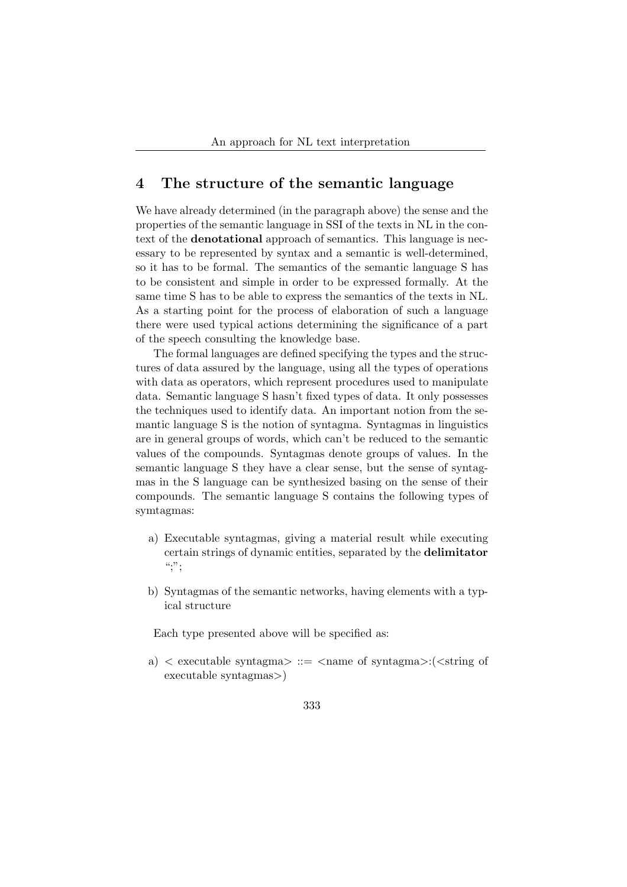## 4 The structure of the semantic language

We have already determined (in the paragraph above) the sense and the properties of the semantic language in SSI of the texts in NL in the context of the **denotational** approach of semantics. This language is necessary to be represented by syntax and a semantic is well-determined, so it has to be formal. The semantics of the semantic language S has to be consistent and simple in order to be expressed formally. At the same time S has to be able to express the semantics of the texts in NL. As a starting point for the process of elaboration of such a language there were used typical actions determining the significance of a part of the speech consulting the knowledge base.

The formal languages are defined specifying the types and the structures of data assured by the language, using all the types of operations with data as operators, which represent procedures used to manipulate data. Semantic language S hasn't fixed types of data. It only possesses the techniques used to identify data. An important notion from the semantic language S is the notion of syntagma. Syntagmas in linguistics are in general groups of words, which can't be reduced to the semantic values of the compounds. Syntagmas denote groups of values. In the semantic language S they have a clear sense, but the sense of syntagmas in the S language can be synthesized basing on the sense of their compounds. The semantic language S contains the following types of symtagmas:

a) Executable syntagmas, giving a material result while executing certain strings of dynamic entities, separated by the **delimitator** ";";

b) Syntagmas of the semantic networks, having elements with a typical structure

Each type presented above will be specified as:

a) < executable syntagma> ::= <name of syntagma>:(<string of executable syntagmas>)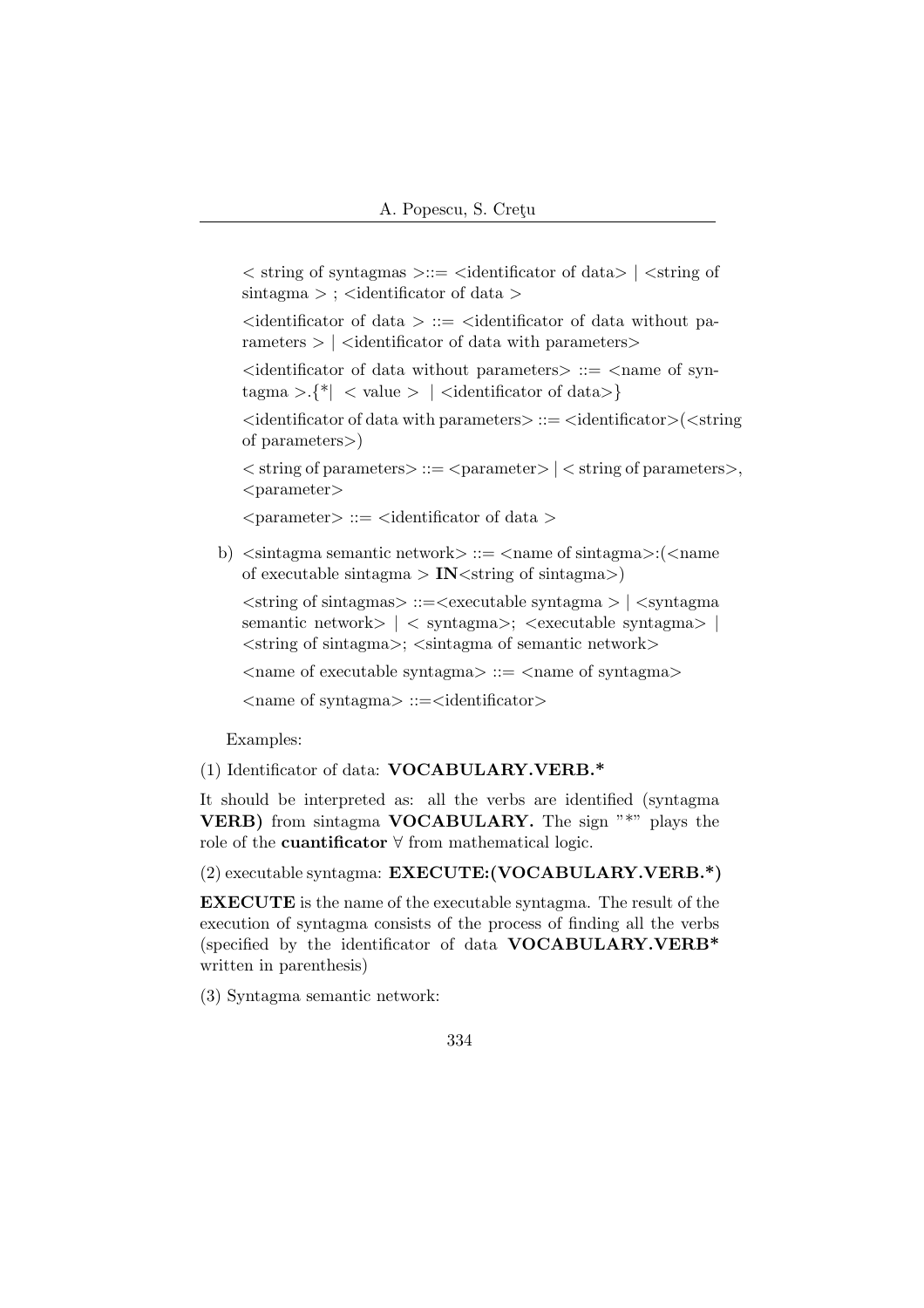< string of syntagmas >::= <identificator of data> | <string of sintagma > ; <identificator of data >

<identificator of data > ::= <identificator of data without parameters > | <identificator of data with parameters>

<identificator of data without parameters> ::= <name of syntagma >.{*| < value > | <identificator of data>}

<identificator of data with parameters> ::= <identificator>(<string of parameters>)

< string of parameters> ::= <parameter> | < string of parameters>, <parameter>

<parameter> ::= <identificator of data >

b) <sintagma semantic network> ::= <name of sintagma>:(<name of executable sintagma > **IN**<string of sintagma>)

<string of sintagmas> ::=<executable syntagma > | <syntagma semantic network> | < syntagma>; <executable syntagma> | <string of sintagma>; <sintagma of semantic network>

<name of executable syntagma> ::= <name of syntagma>

<name of syntagma> ::=<identificator>

Examples:

(1) Identificator of data: **VOCABULARY.VERB.***

It should be interpreted as: all the verbs are identified (syntagma **VERB)** from sintagma **VOCABULARY.** The sign "*" plays the role of the **cuantificator** $\forall$ from mathematical logic.

(2) executable syntagma: **EXECUTE:(VOCABULARY.VERB.*)**

**EXECUTE** is the name of the executable syntagma. The result of the execution of syntagma consists of the process of finding all the verbs (specified by the identificator of data **VOCABULARY.VERB*** written in parenthesis)

(3) Syntagma semantic network: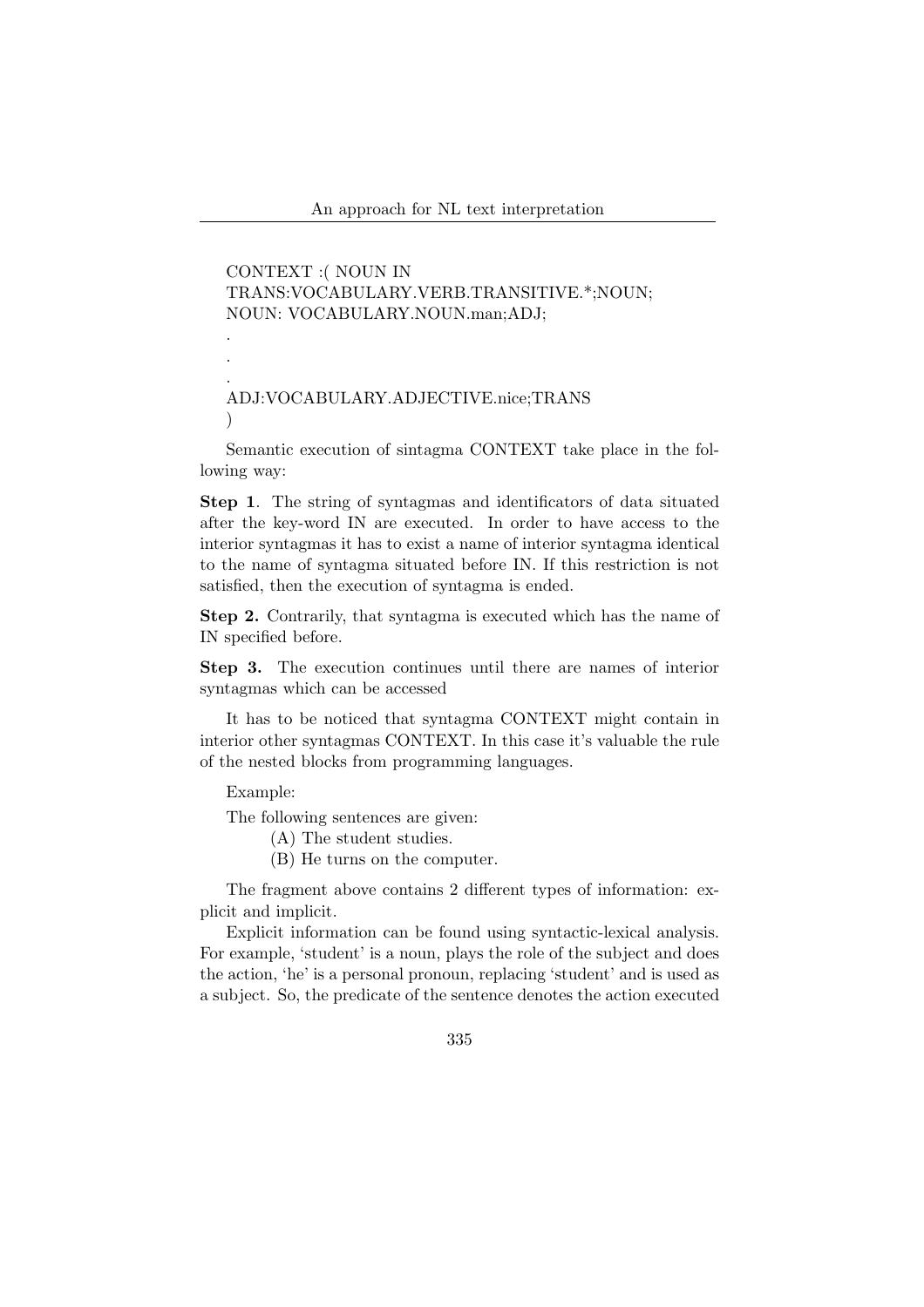```
CONTEXT :( NOUN IN
TRANS:VOCABULARY.VERB.TRANSITIVE.*;NOUN;
NOUN: VOCABULARY.NOUN.man;ADJ;
.
.
.
ADJ:VOCABULARY.ADJECTIVE.nice;TRANS
)
```

Semantic execution of sintagma CONTEXT take place in the following way:

**Step 1**. The string of syntagmas and identificators of data situated after the key-word IN are executed. In order to have access to the interior syntagmas it has to exist a name of interior syntagma identical to the name of syntagma situated before IN. If this restriction is not satisfied, then the execution of syntagma is ended.

**Step 2.** Contrarily, that syntagma is executed which has the name of IN specified before.

**Step 3.** The execution continues until there are names of interior syntagmas which can be accessed

It has to be noticed that syntagma CONTEXT might contain in interior other syntagmas CONTEXT. In this case it's valuable the rule of the nested blocks from programming languages.

Example:

The following sentences are given:

(A) The student studies.

(B) He turns on the computer.

The fragment above contains 2 different types of information: explicit and implicit.

Explicit information can be found using syntactic-lexical analysis. For example, 'student' is a noun, plays the role of the subject and does the action, 'he' is a personal pronoun, replacing 'student' and is used as a subject. So, the predicate of the sentence denotes the action executed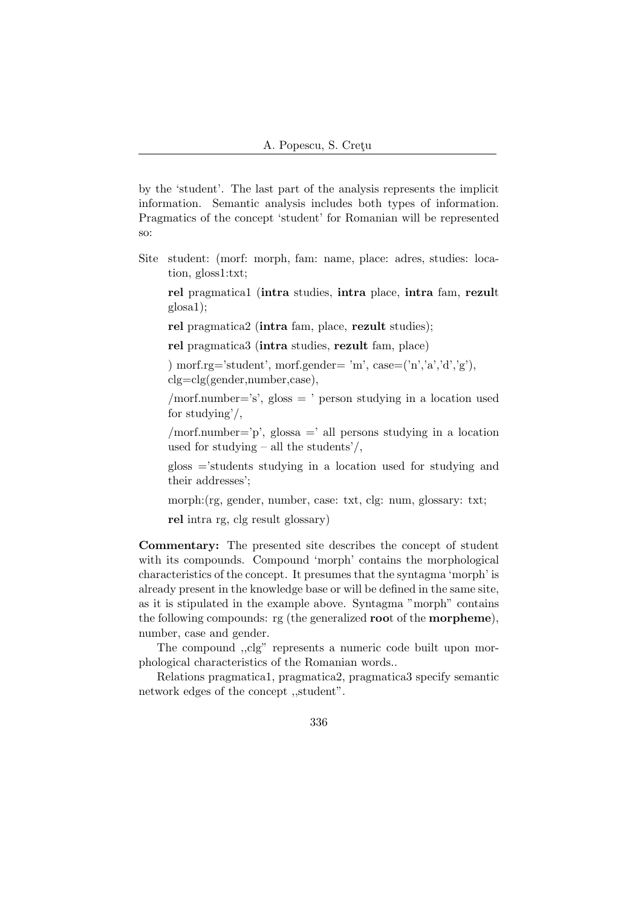by the 'student'. The last part of the analysis represents the implicit information. Semantic analysis includes both types of information. Pragmatics of the concept 'student' for Romanian will be represented so:

Site student: (morf: morph, fam: name, place: adres, studies: location, gloss1:txt;

**rel** pragmatica1 (**intra** studies, **intra** place, **intra** fam, **rezul**t glosa1);

**rel** pragmatica2 (**intra** fam, place, **rezult** studies);

**rel** pragmatica3 (**intra** studies, **rezult** fam, place)

) morf.rg='student', morf.gender= 'm', case=('n','a','d','g'), clg=clg(gender,number,case),

/morf.number='s', gloss = ' person studying in a location used for studying'/,

/morf.number='p', glossa =' all persons studying in a location used for studying – all the students'/,

gloss ='students studying in a location used for studying and their addresses';

morph:(rg, gender, number, case: txt, clg: num, glossary: txt;

**rel** intra rg, clg result glossary)

**Commentary:** The presented site describes the concept of student with its compounds. Compound 'morph' contains the morphological characteristics of the concept. It presumes that the syntagma 'morph' is already present in the knowledge base or will be defined in the same site, as it is stipulated in the example above. Syntagma "morph" contains the following compounds: rg (the generalized **roo**t of the **morpheme**), number, case and gender.

The compound ,,clg" represents a numeric code built upon morphological characteristics of the Romanian words..

Relations pragmatica1, pragmatica2, pragmatica3 specify semantic network edges of the concept ,,student".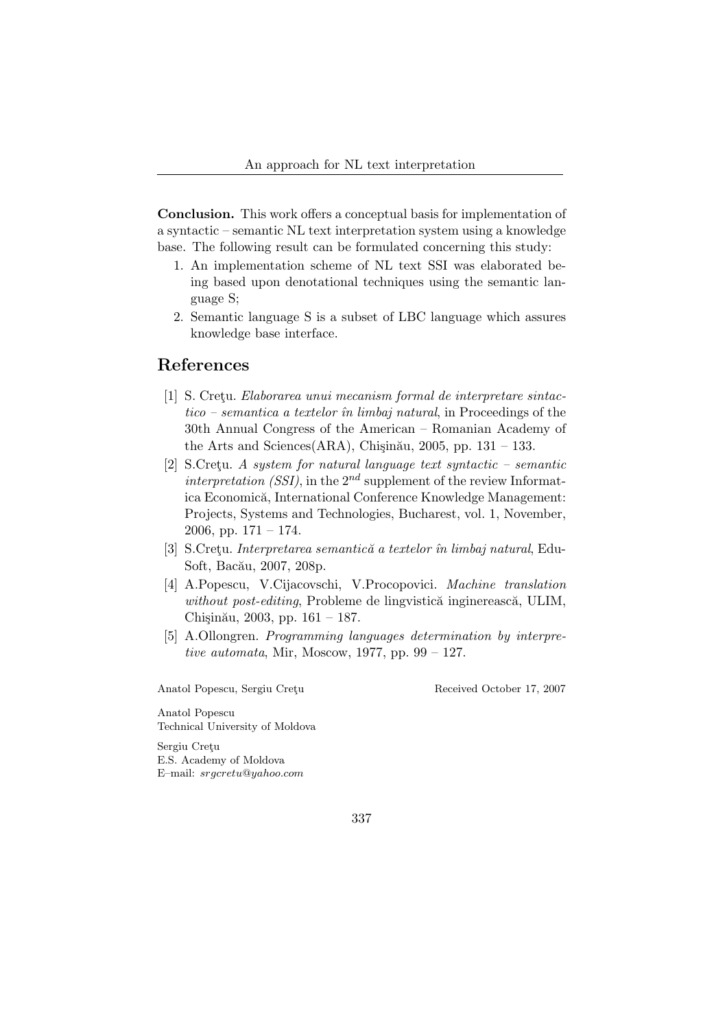**Conclusion.** This work offers a conceptual basis for implementation of a syntactic – semantic NL text interpretation system using a knowledge base. The following result can be formulated concerning this study:

1. An implementation scheme of NL text SSI was elaborated being based upon denotational techniques using the semantic language S;
2. Semantic language S is a subset of LBC language which assures knowledge base interface.

## References

[1] S. Creţu. *Elaborarea unui mecanism formal de interpretare sintactico – semantica a textelor în limbaj natural*, in Proceedings of the 30th Annual Congress of the American – Romanian Academy of the Arts and Sciences(ARA), Chişinău, 2005, pp. 131 – 133.

[2] S.Creţu. *A system for natural language text syntactic – semantic interpretation (SSI)*, in the $2^{nd}$ supplement of the review Informatica Economică, International Conference Knowledge Management: Projects, Systems and Technologies, Bucharest, vol. 1, November, 2006, pp. 171 – 174.

[3] S.Creţu. *Interpretarea semantică a textelor în limbaj natural*, Edu-Soft, Bacău, 2007, 208p.

[4] A.Popescu, V.Cijacovschi, V.Procopovici. *Machine translation without post-editing*, Probleme de lingvistică inginerească, ULIM, Chişinău, 2003, pp. 161 – 187.

[5] A.Ollongren. *Programming languages determination by interpretive automata*, Mir, Moscow, 1977, pp. 99 – 127.

Anatol Popescu, Sergiu Creţu — Received October 17, 2007

Anatol Popescu
Technical University of Moldova

Sergiu Creţu
E.S. Academy of Moldova
E–mail: *srgcretu@yahoo.com*